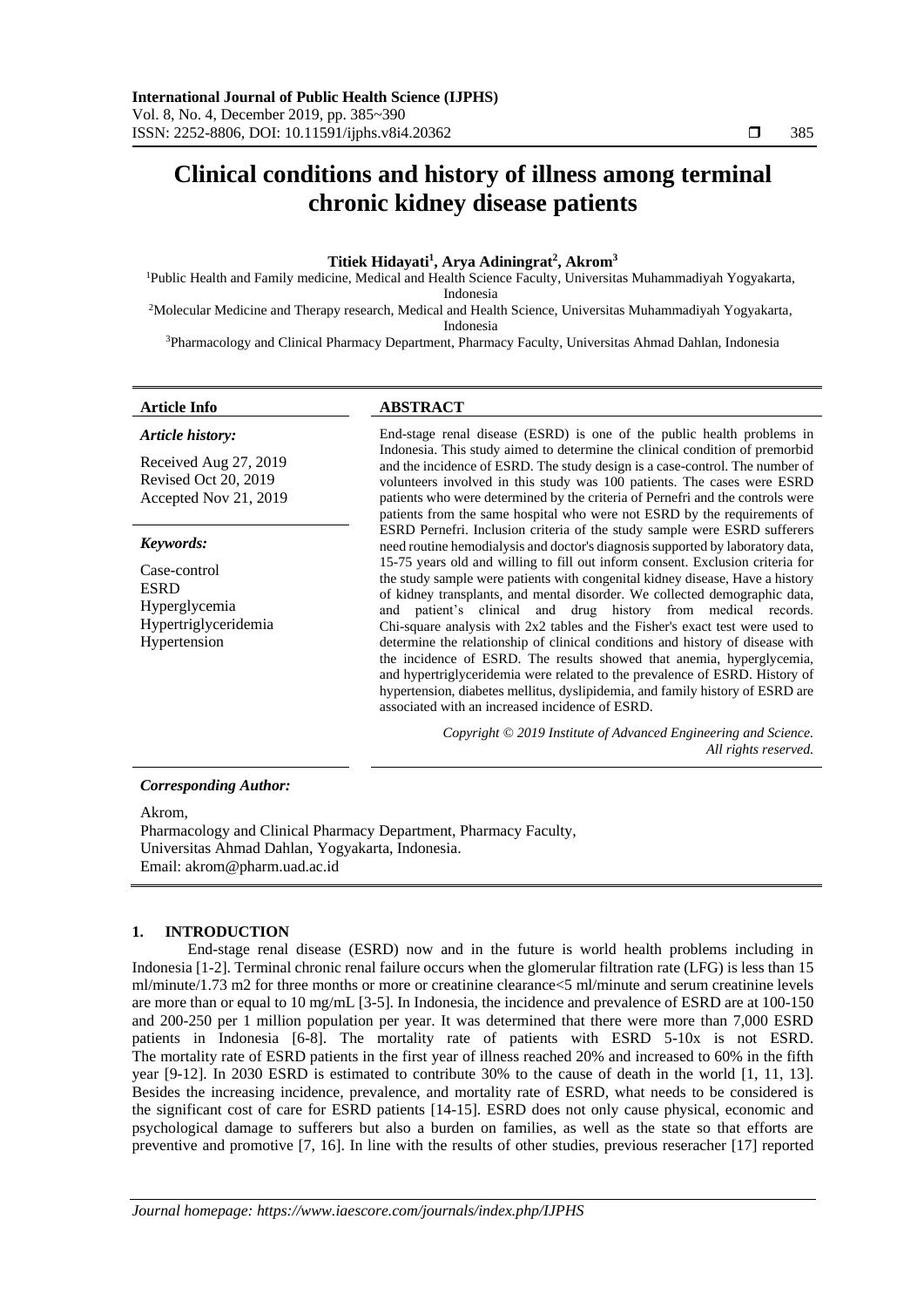# Clinical conditions and history of illness among terminal chronic kidney disease patients

**Titiek Hidayati[1], Arya Adiningrat[2], Akrom[3]**

[1]Public Health and Family medicine, Medical and Health Science Faculty, Universitas Muhammadiyah Yogyakarta, Indonesia
[2]Molecular Medicine and Therapy research, Medical and Health Science, Universitas Muhammadiyah Yogyakarta, Indonesia
[3]Pharmacology and Clinical Pharmacy Department, Pharmacy Faculty, Universitas Ahmad Dahlan, Indonesia

**Article Info**

*Article history:*

Received Aug 27, 2019
Revised Oct 20, 2019
Accepted Nov 21, 2019

*Keywords:*

Case-control
ESRD
Hyperglycemia
Hypertriglyceridemia
Hypertension

**ABSTRACT**

End-stage renal disease (ESRD) is one of the public health problems in Indonesia. This study aimed to determine the clinical condition of premorbid and the incidence of ESRD. The study design is a case-control. The number of volunteers involved in this study was 100 patients. The cases were ESRD patients who were determined by the criteria of Pernefri and the controls were patients from the same hospital who were not ESRD by the requirements of ESRD Pernefri. Inclusion criteria of the study sample were ESRD sufferers need routine hemodialysis and doctor's diagnosis supported by laboratory data, 15-75 years old and willing to fill out inform consent. Exclusion criteria for the study sample were patients with congenital kidney disease, Have a history of kidney transplants, and mental disorder. We collected demographic data, and patient's clinical and drug history from medical records. Chi-square analysis with 2x2 tables and the Fisher's exact test were used to determine the relationship of clinical conditions and history of disease with the incidence of ESRD. The results showed that anemia, hyperglycemia, and hypertriglyceridemia were related to the prevalence of ESRD. History of hypertension, diabetes mellitus, dyslipidemia, and family history of ESRD are associated with an increased incidence of ESRD.

*Copyright © 2019 Institute of Advanced Engineering and Science. All rights reserved.*

***Corresponding Author:***

Akrom,
Pharmacology and Clinical Pharmacy Department, Pharmacy Faculty,
Universitas Ahmad Dahlan, Yogyakarta, Indonesia.
Email: akrom@pharm.uad.ac.id

## 1. INTRODUCTION

End-stage renal disease (ESRD) now and in the future is world health problems including in Indonesia [1-2]. Terminal chronic renal failure occurs when the glomerular filtration rate (LFG) is less than 15 ml/minute/1.73 m2 for three months or more or creatinine clearance<5 ml/minute and serum creatinine levels are more than or equal to 10 mg/mL [3-5]. In Indonesia, the incidence and prevalence of ESRD are at 100-150 and 200-250 per 1 million population per year. It was determined that there were more than 7,000 ESRD patients in Indonesia [6-8]. The mortality rate of patients with ESRD 5-10x is not ESRD. The mortality rate of ESRD patients in the first year of illness reached 20% and increased to 60% in the fifth year [9-12]. In 2030 ESRD is estimated to contribute 30% to the cause of death in the world [1, 11, 13]. Besides the increasing incidence, prevalence, and mortality rate of ESRD, what needs to be considered is the significant cost of care for ESRD patients [14-15]. ESRD does not only cause physical, economic and psychological damage to sufferers but also a burden on families, as well as the state so that efforts are preventive and promotive [7, 16]. In line with the results of other studies, previous reseracher [17] reported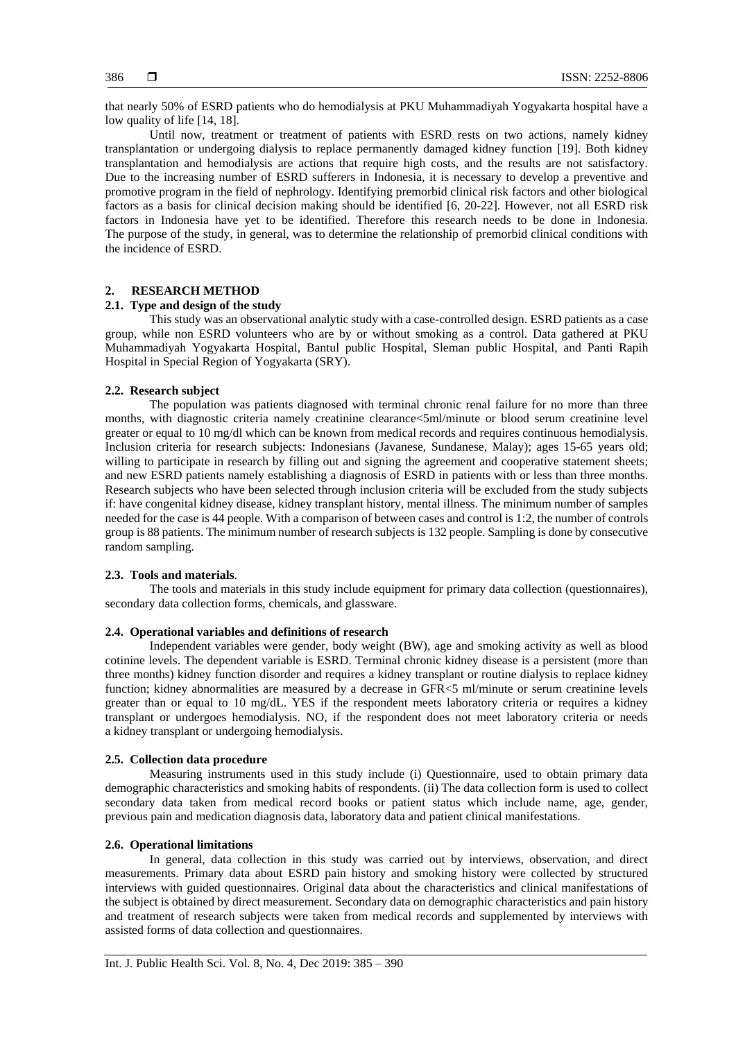that nearly 50% of ESRD patients who do hemodialysis at PKU Muhammadiyah Yogyakarta hospital have a low quality of life [14, 18].

Until now, treatment or treatment of patients with ESRD rests on two actions, namely kidney transplantation or undergoing dialysis to replace permanently damaged kidney function [19]. Both kidney transplantation and hemodialysis are actions that require high costs, and the results are not satisfactory. Due to the increasing number of ESRD sufferers in Indonesia, it is necessary to develop a preventive and promotive program in the field of nephrology. Identifying premorbid clinical risk factors and other biological factors as a basis for clinical decision making should be identified [6, 20-22]. However, not all ESRD risk factors in Indonesia have yet to be identified. Therefore this research needs to be done in Indonesia. The purpose of the study, in general, was to determine the relationship of premorbid clinical conditions with the incidence of ESRD.

## 2. RESEARCH METHOD

### 2.1. Type and design of the study

This study was an observational analytic study with a case-controlled design. ESRD patients as a case group, while non ESRD volunteers who are by or without smoking as a control. Data gathered at PKU Muhammadiyah Yogyakarta Hospital, Bantul public Hospital, Sleman public Hospital, and Panti Rapih Hospital in Special Region of Yogyakarta (SRY).

### 2.2. Research subject

The population was patients diagnosed with terminal chronic renal failure for no more than three months, with diagnostic criteria namely creatinine clearance<5ml/minute or blood serum creatinine level greater or equal to 10 mg/dl which can be known from medical records and requires continuous hemodialysis. Inclusion criteria for research subjects: Indonesians (Javanese, Sundanese, Malay); ages 15-65 years old; willing to participate in research by filling out and signing the agreement and cooperative statement sheets; and new ESRD patients namely establishing a diagnosis of ESRD in patients with or less than three months. Research subjects who have been selected through inclusion criteria will be excluded from the study subjects if: have congenital kidney disease, kidney transplant history, mental illness. The minimum number of samples needed for the case is 44 people. With a comparison of between cases and control is 1:2, the number of controls group is 88 patients. The minimum number of research subjects is 132 people. Sampling is done by consecutive random sampling.

### 2.3. Tools and materials.

The tools and materials in this study include equipment for primary data collection (questionnaires), secondary data collection forms, chemicals, and glassware.

### 2.4. Operational variables and definitions of research

Independent variables were gender, body weight (BW), age and smoking activity as well as blood cotinine levels. The dependent variable is ESRD. Terminal chronic kidney disease is a persistent (more than three months) kidney function disorder and requires a kidney transplant or routine dialysis to replace kidney function; kidney abnormalities are measured by a decrease in GFR<5 ml/minute or serum creatinine levels greater than or equal to 10 mg/dL. YES if the respondent meets laboratory criteria or requires a kidney transplant or undergoes hemodialysis. NO, if the respondent does not meet laboratory criteria or needs a kidney transplant or undergoing hemodialysis.

### 2.5. Collection data procedure

Measuring instruments used in this study include (i) Questionnaire, used to obtain primary data demographic characteristics and smoking habits of respondents. (ii) The data collection form is used to collect secondary data taken from medical record books or patient status which include name, age, gender, previous pain and medication diagnosis data, laboratory data and patient clinical manifestations.

### 2.6. Operational limitations

In general, data collection in this study was carried out by interviews, observation, and direct measurements. Primary data about ESRD pain history and smoking history were collected by structured interviews with guided questionnaires. Original data about the characteristics and clinical manifestations of the subject is obtained by direct measurement. Secondary data on demographic characteristics and pain history and treatment of research subjects were taken from medical records and supplemented by interviews with assisted forms of data collection and questionnaires.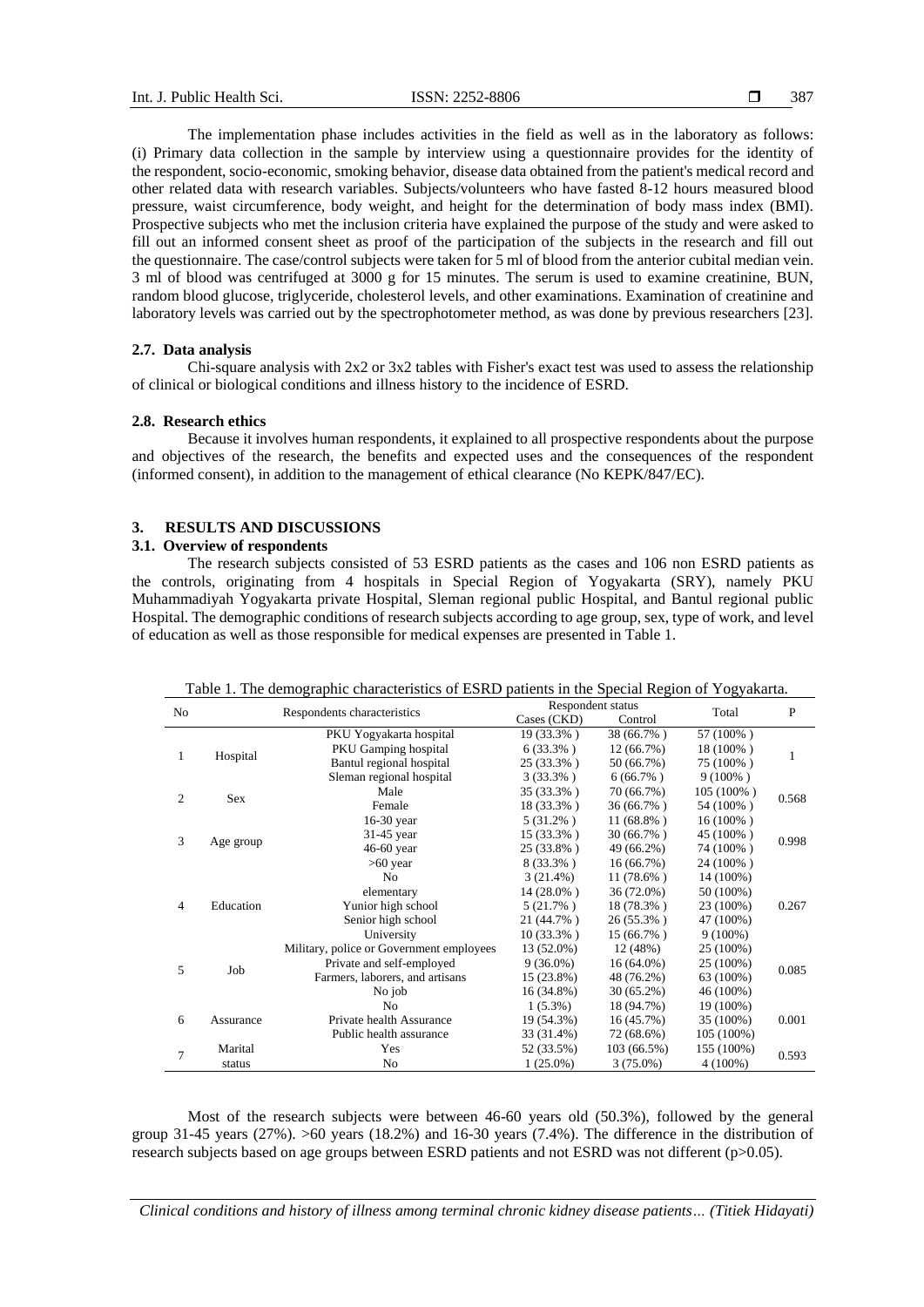The implementation phase includes activities in the field as well as in the laboratory as follows: (i) Primary data collection in the sample by interview using a questionnaire provides for the identity of the respondent, socio-economic, smoking behavior, disease data obtained from the patient's medical record and other related data with research variables. Subjects/volunteers who have fasted 8-12 hours measured blood pressure, waist circumference, body weight, and height for the determination of body mass index (BMI). Prospective subjects who met the inclusion criteria have explained the purpose of the study and were asked to fill out an informed consent sheet as proof of the participation of the subjects in the research and fill out the questionnaire. The case/control subjects were taken for 5 ml of blood from the anterior cubital median vein. 3 ml of blood was centrifuged at 3000 g for 15 minutes. The serum is used to examine creatinine, BUN, random blood glucose, triglyceride, cholesterol levels, and other examinations. Examination of creatinine and laboratory levels was carried out by the spectrophotometer method, as was done by previous researchers [23].

### 2.7. Data analysis

Chi-square analysis with 2x2 or 3x2 tables with Fisher's exact test was used to assess the relationship of clinical or biological conditions and illness history to the incidence of ESRD.

### 2.8. Research ethics

Because it involves human respondents, it explained to all prospective respondents about the purpose and objectives of the research, the benefits and expected uses and the consequences of the respondent (informed consent), in addition to the management of ethical clearance (No KEPK/847/EC).

## 3. RESULTS AND DISCUSSIONS

### 3.1. Overview of respondents

The research subjects consisted of 53 ESRD patients as the cases and 106 non ESRD patients as the controls, originating from 4 hospitals in Special Region of Yogyakarta (SRY), namely PKU Muhammadiyah Yogyakarta private Hospital, Sleman regional public Hospital, and Bantul regional public Hospital. The demographic conditions of research subjects according to age group, sex, type of work, and level of education as well as those responsible for medical expenses are presented in Table 1.

Table 1. The demographic characteristics of ESRD patients in the Special Region of Yogyakarta.

| No | Respondents characteristics | | Respondent status | | Total | P |
|---|---|---|---|---|---|---|
| | | | Cases (CKD) | Control | | |
| 1 | Hospital | PKU Yogyakarta hospital | 19 (33.3% ) | 38 (66.7% ) | 57 (100% ) | 1 |
| | | PKU Gamping hospital | 6 (33.3% ) | 12 (66.7%) | 18 (100% ) | |
| | | Bantul regional hospital | 25 (33.3% ) | 50 (66.7%) | 75 (100% ) | |
| | | Sleman regional hospital | 3 (33.3% ) | 6 (66.7% ) | 9 (100% ) | |
| 2 | Sex | Male | 35 (33.3% ) | 70 (66.7%) | 105 (100% ) | 0.568 |
| | | Female | 18 (33.3% ) | 36 (66.7% ) | 54 (100% ) | |
| 3 | Age group | 16-30 year | 5 (31.2% ) | 11 (68.8% ) | 16 (100% ) | 0.998 |
| | | 31-45 year | 15 (33.3% ) | 30 (66.7% ) | 45 (100% ) | |
| | | 46-60 year | 25 (33.8% ) | 49 (66.2%) | 74 (100% ) | |
| | | >60 year | 8 (33.3% ) | 16 (66.7%) | 24 (100% ) | |
| 4 | Education | No | 3 (21.4%) | 11 (78.6% ) | 14 (100%) | 0.267 |
| | | elementary | 14 (28.0% ) | 36 (72.0%) | 50 (100%) | |
| | | Yunior high school | 5 (21.7% ) | 18 (78.3% ) | 23 (100%) | |
| | | Senior high school | 21 (44.7% ) | 26 (55.3% ) | 47 (100%) | |
| | | University | 10 (33.3% ) | 15 (66.7% ) | 9 (100%) | |
| 5 | Job | Military, police or Government employees | 13 (52.0%) | 12 (48%) | 25 (100%) | 0.085 |
| | | Private and self-employed | 9 (36.0%) | 16 (64.0%) | 25 (100%) | |
| | | Farmers, laborers, and artisans | 15 (23.8%) | 48 (76.2%) | 63 (100%) | |
| | | No job | 16 (34.8%) | 30 (65.2%) | 46 (100%) | |
| 6 | Assurance | No | 1 (5.3%) | 18 (94.7%) | 19 (100%) | 0.001 |
| | | Private health Assurance | 19 (54.3%) | 16 (45.7%) | 35 (100%) | |
| | | Public health assurance | 33 (31.4%) | 72 (68.6%) | 105 (100%) | |
| 7 | Marital status | Yes | 52 (33.5%) | 103 (66.5%) | 155 (100%) | 0.593 |
| | | No | 1 (25.0%) | 3 (75.0%) | 4 (100%) | |

Most of the research subjects were between 46-60 years old (50.3%), followed by the general group 31-45 years (27%). >60 years (18.2%) and 16-30 years (7.4%). The difference in the distribution of research subjects based on age groups between ESRD patients and not ESRD was not different (p>0.05).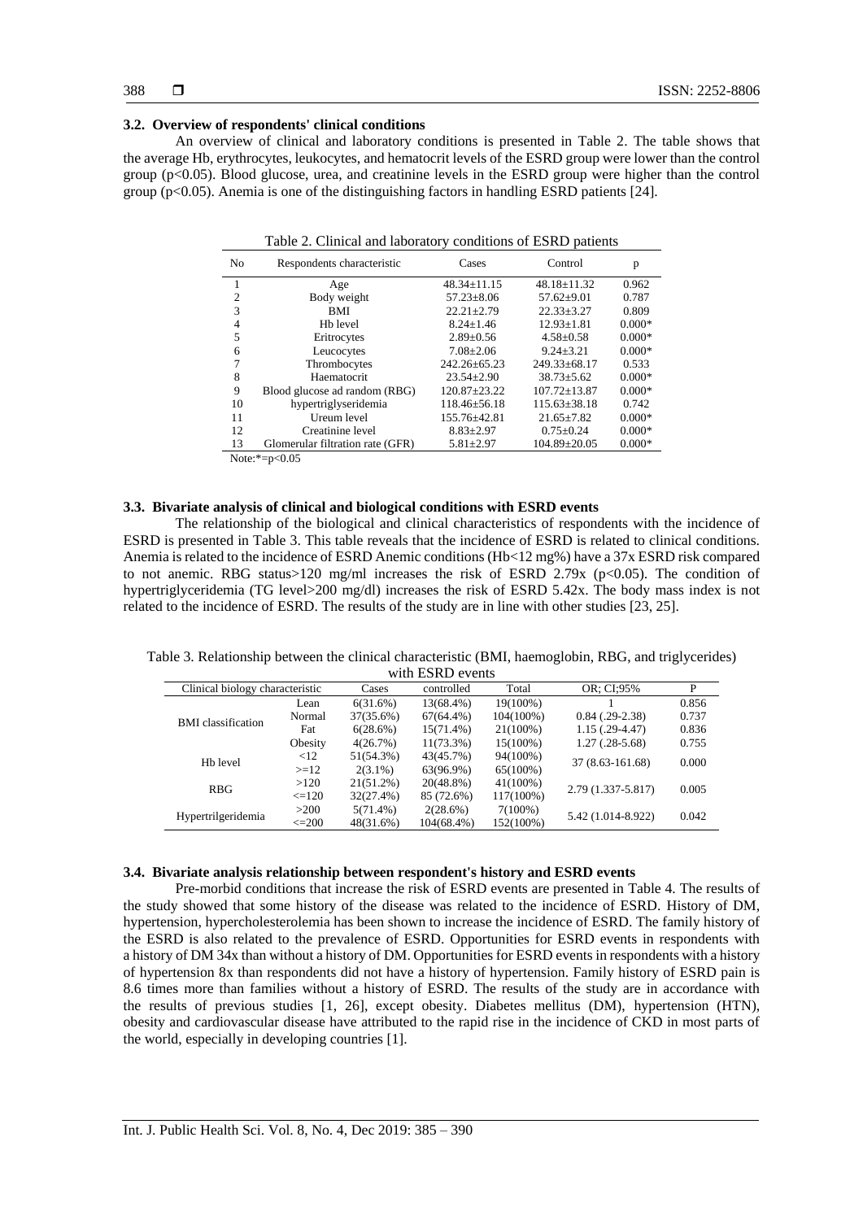### 3.2. Overview of respondents' clinical conditions

An overview of clinical and laboratory conditions is presented in Table 2. The table shows that the average Hb, erythrocytes, leukocytes, and hematocrit levels of the ESRD group were lower than the control group ($p<0.05$). Blood glucose, urea, and creatinine levels in the ESRD group were higher than the control group ($p<0.05$). Anemia is one of the distinguishing factors in handling ESRD patients [24].

Table 2. Clinical and laboratory conditions of ESRD patients

| No | Respondents characteristic | Cases | Control | p |
|---|---|---|---|---|
| 1 | Age | 48.34±11.15 | 48.18±11.32 | 0.962 |
| 2 | Body weight | 57.23±8.06 | 57.62±9.01 | 0.787 |
| 3 | BMI | 22.21±2.79 | 22.33±3.27 | 0.809 |
| 4 | Hb level | 8.24±1.46 | 12.93±1.81 | 0.000* |
| 5 | Eritrocytes | 2.89±0.56 | 4.58±0.58 | 0.000* |
| 6 | Leucocytes | 7.08±2.06 | 9.24±3.21 | 0.000* |
| 7 | Thrombocytes | 242.26±65.23 | 249.33±68.17 | 0.533 |
| 8 | Haematocrit | 23.54±2.90 | 38.73±5.62 | 0.000* |
| 9 | Blood glucose ad random (RBG) | 120.87±23.22 | 107.72±13.87 | 0.000* |
| 10 | hypertriglyseridemia | 118.46±56.18 | 115.63±38.18 | 0.742 |
| 11 | Ureum level | 155.76±42.81 | 21.65±7.82 | 0.000* |
| 12 | Creatinine level | 8.83±2.97 | 0.75±0.24 | 0.000* |
| 13 | Glomerular filtration rate (GFR) | 5.81±2.97 | 104.89±20.05 | 0.000* |

Note:*=p<0.05

### 3.3. Bivariate analysis of clinical and biological conditions with ESRD events

The relationship of the biological and clinical characteristics of respondents with the incidence of ESRD is presented in Table 3. This table reveals that the incidence of ESRD is related to clinical conditions. Anemia is related to the incidence of ESRD Anemic conditions (Hb<12 mg%) have a 37x ESRD risk compared to not anemic. RBG status>120 mg/ml increases the risk of ESRD 2.79x ($p<0.05$). The condition of hypertriglyceridemia (TG level>200 mg/dl) increases the risk of ESRD 5.42x. The body mass index is not related to the incidence of ESRD. The results of the study are in line with other studies [23, 25].

Table 3. Relationship between the clinical characteristic (BMI, haemoglobin, RBG, and triglycerides) with ESRD events

| Clinical biology characteristic | | Cases | controlled | Total | OR; CI;95% | P |
|---|---|---|---|---|---|---|
| BMI classification | Lean | 6(31.6%) | 13(68.4%) | 19(100%) | 1 | 0.856 |
| | Normal | 37(35.6%) | 67(64.4%) | 104(100%) | 0.84 (.29-2.38) | 0.737 |
| | Fat | 6(28.6%) | 15(71.4%) | 21(100%) | 1.15 (.29-4.47) | 0.836 |
| | Obesity | 4(26.7%) | 11(73.3%) | 15(100%) | 1.27 (.28-5.68) | 0.755 |
| Hb level | <12 | 51(54.3%) | 43(45.7%) | 94(100%) | 37 (8.63-161.68) | 0.000 |
| | >=12 | 2(3.1%) | 63(96.9%) | 65(100%) | | |
| RBG | >120 | 21(51.2%) | 20(48.8%) | 41(100%) | 2.79 (1.337-5.817) | 0.005 |
| | <=120 | 32(27.4%) | 85 (72.6%) | 117(100%) | | |
| Hypertrilgeridemia | >200 | 5(71.4%) | 2(28.6%) | 7(100%) | 5.42 (1.014-8.922) | 0.042 |
| | <=200 | 48(31.6%) | 104(68.4%) | 152(100%) | | |

### 3.4. Bivariate analysis relationship between respondent's history and ESRD events

Pre-morbid conditions that increase the risk of ESRD events are presented in Table 4. The results of the study showed that some history of the disease was related to the incidence of ESRD. History of DM, hypertension, hypercholesterolemia has been shown to increase the incidence of ESRD. The family history of the ESRD is also related to the prevalence of ESRD. Opportunities for ESRD events in respondents with a history of DM 34x than without a history of DM. Opportunities for ESRD events in respondents with a history of hypertension 8x than respondents did not have a history of hypertension. Family history of ESRD pain is 8.6 times more than families without a history of ESRD. The results of the study are in accordance with the results of previous studies [1, 26], except obesity. Diabetes mellitus (DM), hypertension (HTN), obesity and cardiovascular disease have attributed to the rapid rise in the incidence of CKD in most parts of the world, especially in developing countries [1].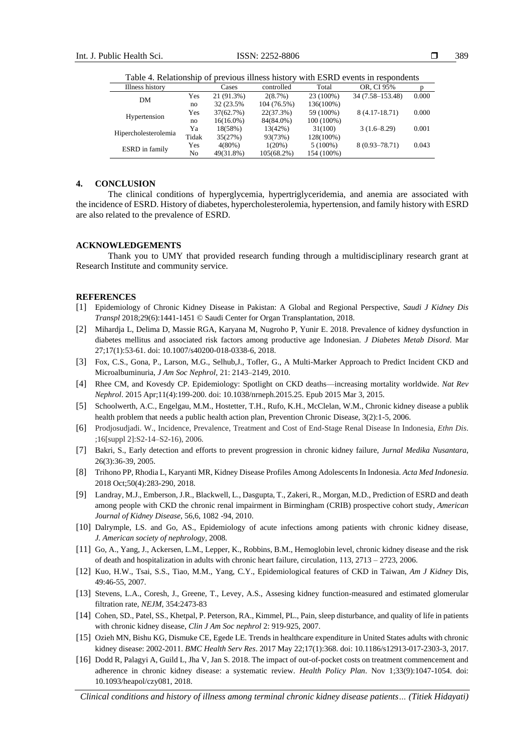Table 4. Relationship of previous illness history with ESRD events in respondents

| Illness history | | Cases | controlled | Total | OR, CI 95% | p |
|---|---|---|---|---|---|---|
| DM | Yes | 21 (91.3%) | 2(8.7%) | 23 (100%) | 34 (7.58–153.48) | 0.000 |
| | no | 32 (23.5% | 104 (76.5%) | 136(100%) | | |
| Hypertension | Yes | 37(62.7%) | 22(37.3%) | 59 (100%) | 8 (4.17-18.71) | 0.000 |
| | no | 16(16.0%) | 84(84.0%) | 100 (100%) | | |
| Hipercholesterolemia | Ya | 18(58%) | 13(42%) | 31(100) | 3 (1.6–8.29) | 0.001 |
| | Tidak | 35(27%) | 93(73%) | 128(100%) | | |
| ESRD in family | Yes | 4(80%) | 1(20%) | 5 (100%) | 8 (0.93–78.71) | 0.043 |
| | No | 49(31.8%) | 105(68.2%) | 154 (100%) | | |

## 4. CONCLUSION

The clinical conditions of hyperglycemia, hypertriglyceridemia, and anemia are associated with the incidence of ESRD. History of diabetes, hypercholesterolemia, hypertension, and family history with ESRD are also related to the prevalence of ESRD.

## ACKNOWLEDGEMENTS

Thank you to UMY that provided research funding through a multidisciplinary research grant at Research Institute and community service.

## REFERENCES

[1] Epidemiology of Chronic Kidney Disease in Pakistan: A Global and Regional Perspective, *Saudi J Kidney Dis Transpl* 2018;29(6):1441-1451 © Saudi Center for Organ Transplantation, 2018.

[2] Mihardja L, Delima D, Massie RGA, Karyana M, Nugroho P, Yunir E. 2018. Prevalence of kidney dysfunction in diabetes mellitus and associated risk factors among productive age Indonesian. *J Diabetes Metab Disord*. Mar 27;17(1):53-61. doi: 10.1007/s40200-018-0338-6, 2018.

[3] Fox, C.S., Gona, P., Larson, M.G., Selhub,J., Tofler, G., A Multi-Marker Approach to Predict Incident CKD and Microalbuminuria, *J Am Soc Nephrol*, 21: 2143–2149, 2010.

[4] Rhee CM, and Kovesdy CP. Epidemiology: Spotlight on CKD deaths—increasing mortality worldwide. *Nat Rev Nephrol*. 2015 Apr;11(4):199-200. doi: 10.1038/nrneph.2015.25. Epub 2015 Mar 3, 2015.

[5] Schoolwerth, A.C., Engelgau, M.M., Hostetter, T.H., Rufo, K.H., McClelan, W.M., Chronic kidney disease a publik health problem that needs a public health action plan, Prevention Chronic Disease, 3(2):1-5, 2006.

[6] Prodjosudjadi. W., Incidence, Prevalence, Treatment and Cost of End-Stage Renal Disease In Indonesia, *Ethn Dis*. ;16[suppl 2]:S2-14–S2-16), 2006.

[7] Bakri, S., Early detection and efforts to prevent progression in chronic kidney failure, *Jurnal Medika Nusantara*, 26(3):36-39, 2005.

[8] Trihono PP, Rhodia L, Karyanti MR, Kidney Disease Profiles Among Adolescents In Indonesia. *Acta Med Indonesia*. 2018 Oct;50(4):283-290, 2018.

[9] Landray, M.J., Emberson, J.R., Blackwell, L., Dasgupta, T., Zakeri, R., Morgan, M.D., Prediction of ESRD and death among people with CKD the chronic renal impairment in Birmingham (CRIB) prospective cohort study, *American Journal of Kidney Disease*, 56,6, 1082 -94, 2010.

[10] Dalrymple, LS. and Go, AS., Epidemiology of acute infections among patients with chronic kidney disease, *J. American society of nephrology*, 2008.

[11] Go, A., Yang, J., Ackersen, L.M., Lepper, K., Robbins, B.M., Hemoglobin level, chronic kidney disease and the risk of death and hospitalization in adults with chronic heart failure, circulation, 113, 2713 – 2723, 2006.

[12] Kuo, H.W., Tsai, S.S., Tiao, M.M., Yang, C.Y., Epidemiological features of CKD in Taiwan, *Am J Kidney* Dis, 49:46-55, 2007.

[13] Stevens, L.A., Coresh, J., Greene, T., Levey, A.S., Assesing kidney function-measured and estimated glomerular filtration rate, *NEJM*, 354:2473-83

[14] Cohen, SD., Patel, SS., Khetpal, P. Peterson, RA., Kimmel, PL., Pain, sleep disturbance, and quality of life in patients with chronic kidney disease, *Clin J Am Soc nephrol* 2: 919-925, 2007.

[15] Ozieh MN, Bishu KG, Dismuke CE, Egede LE. Trends in healthcare expenditure in United States adults with chronic kidney disease: 2002-2011. *BMC Health Serv Res*. 2017 May 22;17(1):368. doi: 10.1186/s12913-017-2303-3, 2017.

[16] Dodd R, Palagyi A, Guild L, Jha V, Jan S. 2018. The impact of out-of-pocket costs on treatment commencement and adherence in chronic kidney disease: a systematic review. *Health Policy Plan*. Nov 1;33(9):1047-1054. doi: 10.1093/heapol/czy081, 2018.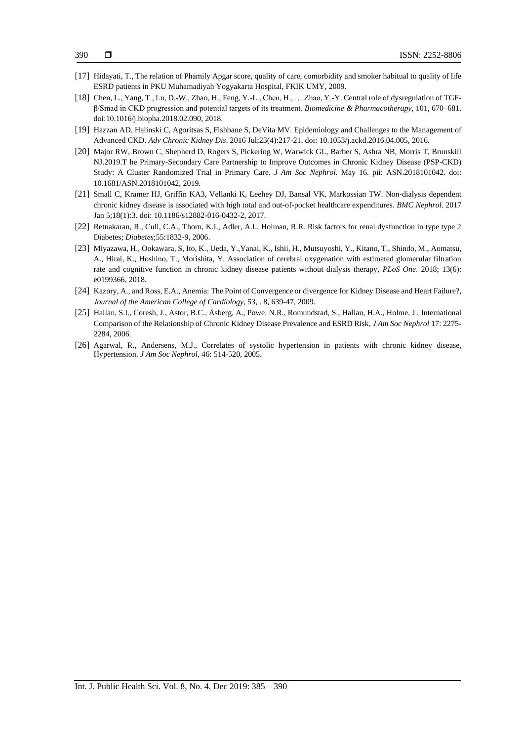[17] Hidayati, T., The relation of Phamily Apgar score, quality of care, comorbidity and smoker habitual to quality of life ESRD patients in PKU Muhamadiyah Yogyakarta Hospital, FKIK UMY, 2009.

[18] Chen, L., Yang, T., Lu, D.-W., Zhao, H., Feng, Y.-L., Chen, H., … Zhao, Y.-Y. Central role of dysregulation of TGF-β/Smad in CKD progression and potential targets of its treatment. *Biomedicine & Pharmacotherapy*, 101, 670–681. doi:10.1016/j.biopha.2018.02.090, 2018.

[19] Hazzan AD, Halinski C, Agoritsas S, Fishbane S, DeVita MV. Epidemiology and Challenges to the Management of Advanced CKD. *Adv Chronic Kidney Dis*. 2016 Jul;23(4):217-21. doi: 10.1053/j.ackd.2016.04.005, 2016.

[20] Major RW, Brown C, Shepherd D, Rogers S, Pickering W, Warwick GL, Barber S, Ashra NB, Morris T, Brunskill NJ.2019.T he Primary-Secondary Care Partnership to Improve Outcomes in Chronic Kidney Disease (PSP-CKD) Study: A Cluster Randomized Trial in Primary Care. *J Am Soc Nephrol*. May 16. pii: ASN.2018101042. doi: 10.1681/ASN.2018101042, 2019.

[21] Small C, Kramer HJ, Griffin KA3, Vellanki K, Leehey DJ, Bansal VK, Markossian TW. Non-dialysis dependent chronic kidney disease is associated with high total and out-of-pocket healthcare expenditures. *BMC Nephrol*. 2017 Jan 5;18(1):3. doi: 10.1186/s12882-016-0432-2, 2017.

[22] Retnakaran, R., Cull, C.A., Thorn, K.I., Adler, A.I., Holman, R.R. Risk factors for renal dysfunction in type type 2 Diabetes; *Diabetes*;55:1832-9, 2006.

[23] Miyazawa, H., Ookawara, S, Ito, K., Ueda, Y.,Yanai, K., Ishii, H., Mutsuyoshi, Y., Kitano, T., Shindo, M., Aomatsu, A., Hirai, K., Hoshino, T., Morishita, Y. Association of cerebral oxygenation with estimated glomerular filtration rate and cognitive function in chronic kidney disease patients without dialysis therapy, *PLoS One*. 2018; 13(6): e0199366, 2018.

[24] Kazory, A., and Ross, E.A., Anemia: The Point of Convergence or divergence for Kidney Disease and Heart Failure?, *Journal of the American College of Cardiology*, 53, . 8, 639-47, 2009.

[25] Hallan, S.I., Coresh, J., Astor, B.C., Åsberg, A., Powe, N.R., Romundstad, S., Hallan, H.A., Holme, J., International Comparison of the Relationship of Chronic Kidney Disease Prevalence and ESRD Risk, *J Am Soc Nephrol* 17: 2275-2284, 2006.

[26] Agarwal, R., Andersens, M.J., Correlates of systolic hypertension in patients with chronic kidney disease, Hypertension. *J Am Soc Nephrol*, 46: 514-520, 2005.